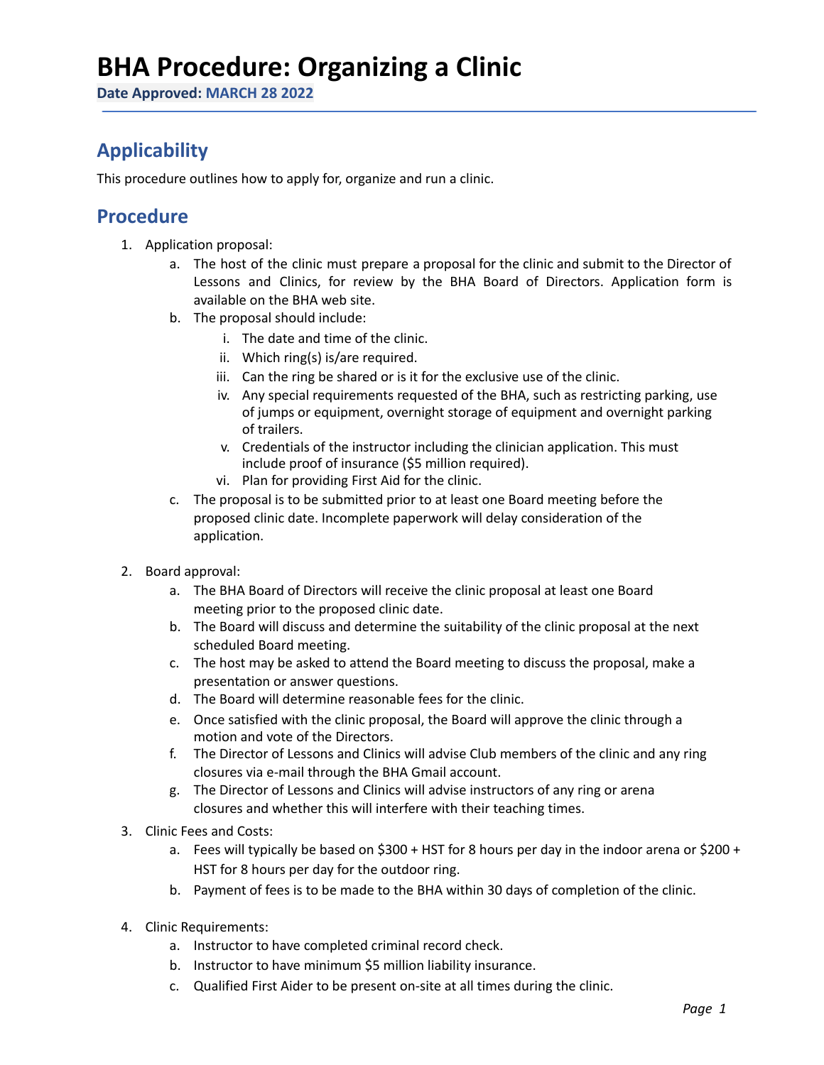# BHA Procedure: Organizing a Clinic

**Date Approved: MARCH 28 2022**

## Applicability

This procedure outlines how to apply for, organize and run a clinic.

## Procedure

1. Application proposal:
    a. The host of the clinic must prepare a proposal for the clinic and submit to the Director of Lessons and Clinics, for review by the BHA Board of Directors. Application form is available on the BHA web site.
    b. The proposal should include:
        i. The date and time of the clinic.
        ii. Which ring(s) is/are required.
        iii. Can the ring be shared or is it for the exclusive use of the clinic.
        iv. Any special requirements requested of the BHA, such as restricting parking, use of jumps or equipment, overnight storage of equipment and overnight parking of trailers.
        v. Credentials of the instructor including the clinician application. This must include proof of insurance ($5 million required).
        vi. Plan for providing First Aid for the clinic.
    c. The proposal is to be submitted prior to at least one Board meeting before the proposed clinic date. Incomplete paperwork will delay consideration of the application.

2. Board approval:
    a. The BHA Board of Directors will receive the clinic proposal at least one Board meeting prior to the proposed clinic date.
    b. The Board will discuss and determine the suitability of the clinic proposal at the next scheduled Board meeting.
    c. The host may be asked to attend the Board meeting to discuss the proposal, make a presentation or answer questions.
    d. The Board will determine reasonable fees for the clinic.
    e. Once satisfied with the clinic proposal, the Board will approve the clinic through a motion and vote of the Directors.
    f. The Director of Lessons and Clinics will advise Club members of the clinic and any ring closures via e-mail through the BHA Gmail account.
    g. The Director of Lessons and Clinics will advise instructors of any ring or arena closures and whether this will interfere with their teaching times.

3. Clinic Fees and Costs:
    a. Fees will typically be based on $300 + HST for 8 hours per day in the indoor arena or $200 + HST for 8 hours per day for the outdoor ring.
    b. Payment of fees is to be made to the BHA within 30 days of completion of the clinic.

4. Clinic Requirements:
    a. Instructor to have completed criminal record check.
    b. Instructor to have minimum $5 million liability insurance.
    c. Qualified First Aider to be present on-site at all times during the clinic.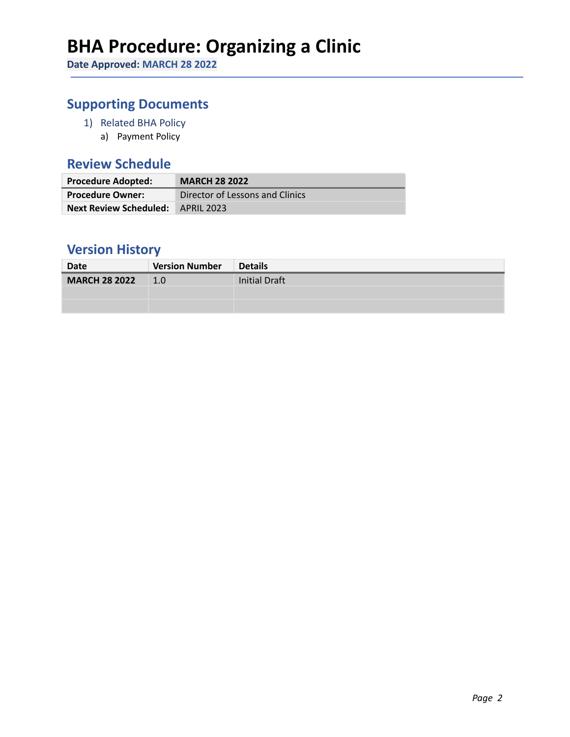# BHA Procedure: Organizing a Clinic

**Date Approved: MARCH 28 2022**

## Supporting Documents

1) Related BHA Policy
    a) Payment Policy

## Review Schedule

| | |
|---|---|
| **Procedure Adopted:** | **MARCH 28 2022** |
| **Procedure Owner:** | Director of Lessons and Clinics |
| **Next Review Scheduled:** | APRIL 2023 |

## Version History

| Date | Version Number | Details |
|---|---|---|
| **MARCH 28 2022** | 1.0 | Initial Draft |
| | | |
| | | |